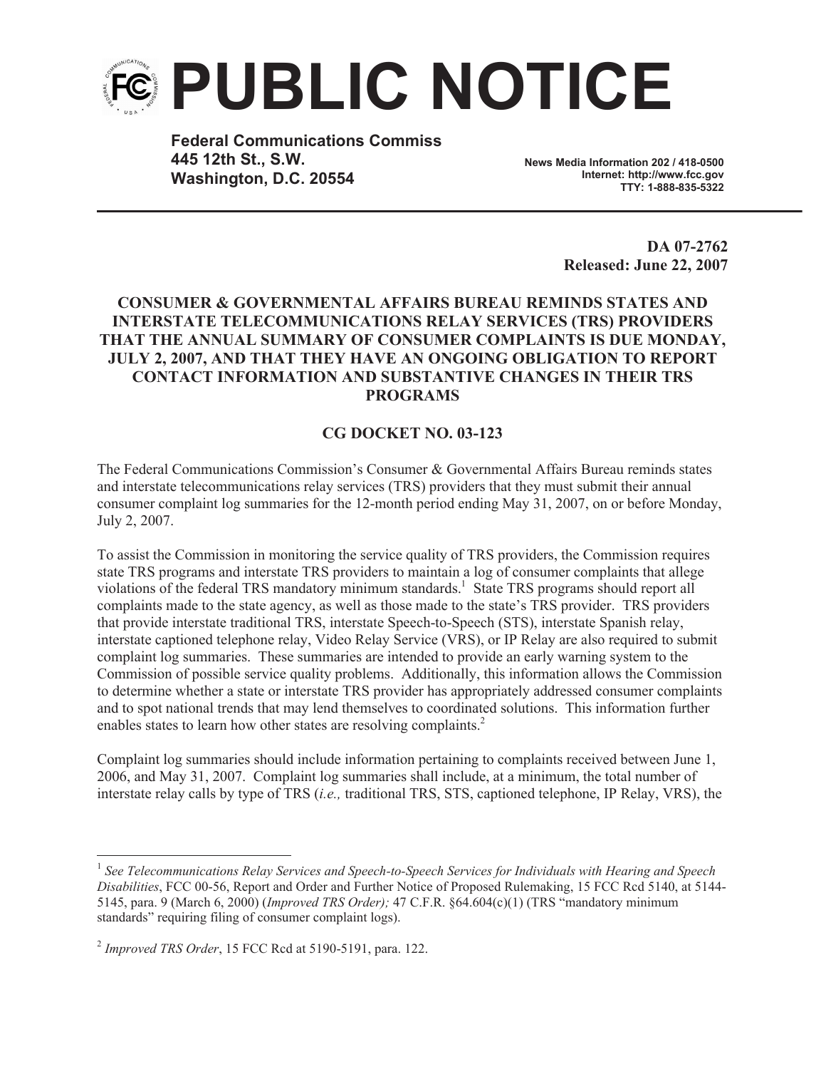# PUBLIC NOTICE

**Federal Communications Commiss**
**445 12th St., S.W.**
**Washington, D.C. 20554**

**News Media Information 202 / 418-0500**
**Internet: http://www.fcc.gov**
**TTY: 1-888-835-5322**

**DA 07-2762**
**Released: June 22, 2007**

**CONSUMER & GOVERNMENTAL AFFAIRS BUREAU REMINDS STATES AND INTERSTATE TELECOMMUNICATIONS RELAY SERVICES (TRS) PROVIDERS THAT THE ANNUAL SUMMARY OF CONSUMER COMPLAINTS IS DUE MONDAY, JULY 2, 2007, AND THAT THEY HAVE AN ONGOING OBLIGATION TO REPORT CONTACT INFORMATION AND SUBSTANTIVE CHANGES IN THEIR TRS PROGRAMS**

**CG DOCKET NO. 03-123**

The Federal Communications Commission's Consumer & Governmental Affairs Bureau reminds states and interstate telecommunications relay services (TRS) providers that they must submit their annual consumer complaint log summaries for the 12-month period ending May 31, 2007, on or before Monday, July 2, 2007.

To assist the Commission in monitoring the service quality of TRS providers, the Commission requires state TRS programs and interstate TRS providers to maintain a log of consumer complaints that allege violations of the federal TRS mandatory minimum standards.[1] State TRS programs should report all complaints made to the state agency, as well as those made to the state's TRS provider. TRS providers that provide interstate traditional TRS, interstate Speech-to-Speech (STS), interstate Spanish relay, interstate captioned telephone relay, Video Relay Service (VRS), or IP Relay are also required to submit complaint log summaries. These summaries are intended to provide an early warning system to the Commission of possible service quality problems. Additionally, this information allows the Commission to determine whether a state or interstate TRS provider has appropriately addressed consumer complaints and to spot national trends that may lend themselves to coordinated solutions. This information further enables states to learn how other states are resolving complaints.[2]

Complaint log summaries should include information pertaining to complaints received between June 1, 2006, and May 31, 2007. Complaint log summaries shall include, at a minimum, the total number of interstate relay calls by type of TRS (*i.e.,* traditional TRS, STS, captioned telephone, IP Relay, VRS), the

---

[1] *See Telecommunications Relay Services and Speech-to-Speech Services for Individuals with Hearing and Speech Disabilities*, FCC 00-56, Report and Order and Further Notice of Proposed Rulemaking, 15 FCC Rcd 5140, at 5144-5145, para. 9 (March 6, 2000) (*Improved TRS Order);* 47 C.F.R. §64.604(c)(1) (TRS "mandatory minimum standards" requiring filing of consumer complaint logs).

[2] *Improved TRS Order*, 15 FCC Rcd at 5190-5191, para. 122.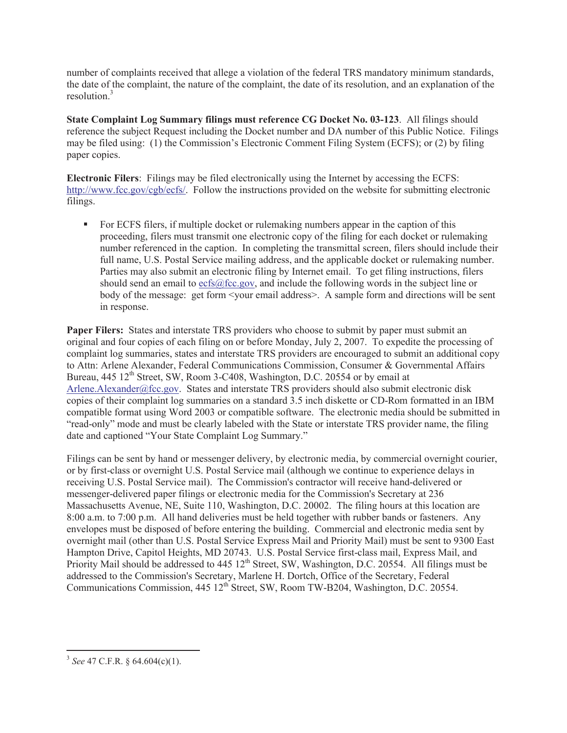number of complaints received that allege a violation of the federal TRS mandatory minimum standards, the date of the complaint, the nature of the complaint, the date of its resolution, and an explanation of the resolution.[3]

**State Complaint Log Summary filings must reference CG Docket No. 03-123**. All filings should reference the subject Request including the Docket number and DA number of this Public Notice. Filings may be filed using: (1) the Commission's Electronic Comment Filing System (ECFS); or (2) by filing paper copies.

**Electronic Filers**: Filings may be filed electronically using the Internet by accessing the ECFS: http://www.fcc.gov/cgb/ecfs/. Follow the instructions provided on the website for submitting electronic filings.

- For ECFS filers, if multiple docket or rulemaking numbers appear in the caption of this proceeding, filers must transmit one electronic copy of the filing for each docket or rulemaking number referenced in the caption. In completing the transmittal screen, filers should include their full name, U.S. Postal Service mailing address, and the applicable docket or rulemaking number. Parties may also submit an electronic filing by Internet email. To get filing instructions, filers should send an email to ecfs@fcc.gov, and include the following words in the subject line or body of the message: get form <your email address>. A sample form and directions will be sent in response.

**Paper Filers:** States and interstate TRS providers who choose to submit by paper must submit an original and four copies of each filing on or before Monday, July 2, 2007. To expedite the processing of complaint log summaries, states and interstate TRS providers are encouraged to submit an additional copy to Attn: Arlene Alexander, Federal Communications Commission, Consumer & Governmental Affairs Bureau, 445 12th Street, SW, Room 3-C408, Washington, D.C. 20554 or by email at Arlene.Alexander@fcc.gov. States and interstate TRS providers should also submit electronic disk copies of their complaint log summaries on a standard 3.5 inch diskette or CD-Rom formatted in an IBM compatible format using Word 2003 or compatible software. The electronic media should be submitted in "read-only" mode and must be clearly labeled with the State or interstate TRS provider name, the filing date and captioned "Your State Complaint Log Summary."

Filings can be sent by hand or messenger delivery, by electronic media, by commercial overnight courier, or by first-class or overnight U.S. Postal Service mail (although we continue to experience delays in receiving U.S. Postal Service mail). The Commission's contractor will receive hand-delivered or messenger-delivered paper filings or electronic media for the Commission's Secretary at 236 Massachusetts Avenue, NE, Suite 110, Washington, D.C. 20002. The filing hours at this location are 8:00 a.m. to 7:00 p.m. All hand deliveries must be held together with rubber bands or fasteners. Any envelopes must be disposed of before entering the building. Commercial and electronic media sent by overnight mail (other than U.S. Postal Service Express Mail and Priority Mail) must be sent to 9300 East Hampton Drive, Capitol Heights, MD 20743. U.S. Postal Service first-class mail, Express Mail, and Priority Mail should be addressed to 445 12th Street, SW, Washington, D.C. 20554. All filings must be addressed to the Commission's Secretary, Marlene H. Dortch, Office of the Secretary, Federal Communications Commission, 445 12th Street, SW, Room TW-B204, Washington, D.C. 20554.

---

[3] *See* 47 C.F.R. § 64.604(c)(1).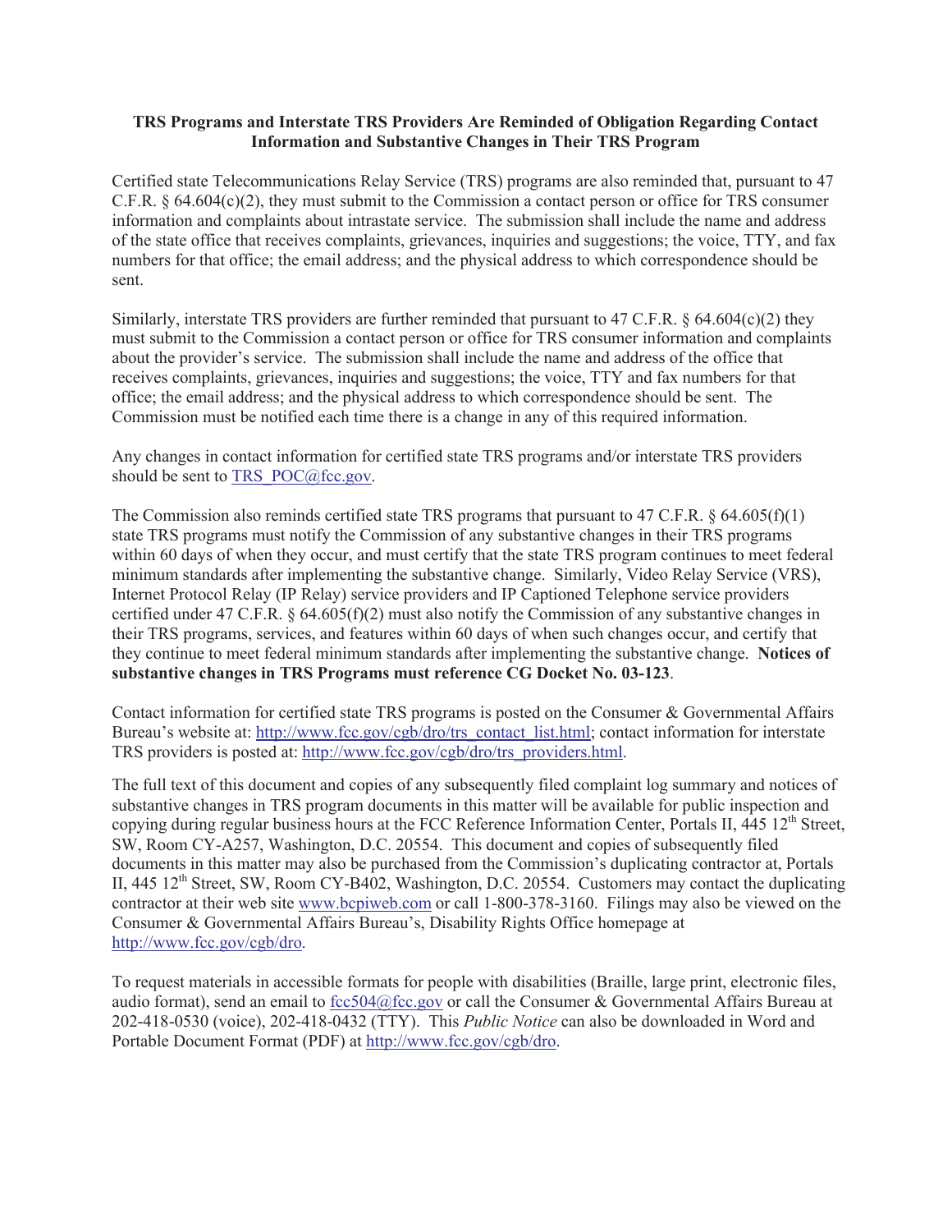**TRS Programs and Interstate TRS Providers Are Reminded of Obligation Regarding Contact Information and Substantive Changes in Their TRS Program**

Certified state Telecommunications Relay Service (TRS) programs are also reminded that, pursuant to 47 C.F.R. § 64.604(c)(2), they must submit to the Commission a contact person or office for TRS consumer information and complaints about intrastate service. The submission shall include the name and address of the state office that receives complaints, grievances, inquiries and suggestions; the voice, TTY, and fax numbers for that office; the email address; and the physical address to which correspondence should be sent.

Similarly, interstate TRS providers are further reminded that pursuant to 47 C.F.R. § 64.604(c)(2) they must submit to the Commission a contact person or office for TRS consumer information and complaints about the provider's service. The submission shall include the name and address of the office that receives complaints, grievances, inquiries and suggestions; the voice, TTY and fax numbers for that office; the email address; and the physical address to which correspondence should be sent. The Commission must be notified each time there is a change in any of this required information.

Any changes in contact information for certified state TRS programs and/or interstate TRS providers should be sent to TRS_POC@fcc.gov.

The Commission also reminds certified state TRS programs that pursuant to 47 C.F.R. § 64.605(f)(1) state TRS programs must notify the Commission of any substantive changes in their TRS programs within 60 days of when they occur, and must certify that the state TRS program continues to meet federal minimum standards after implementing the substantive change. Similarly, Video Relay Service (VRS), Internet Protocol Relay (IP Relay) service providers and IP Captioned Telephone service providers certified under 47 C.F.R. § 64.605(f)(2) must also notify the Commission of any substantive changes in their TRS programs, services, and features within 60 days of when such changes occur, and certify that they continue to meet federal minimum standards after implementing the substantive change. **Notices of substantive changes in TRS Programs must reference CG Docket No. 03-123**.

Contact information for certified state TRS programs is posted on the Consumer & Governmental Affairs Bureau's website at: http://www.fcc.gov/cgb/dro/trs_contact_list.html; contact information for interstate TRS providers is posted at: http://www.fcc.gov/cgb/dro/trs_providers.html.

The full text of this document and copies of any subsequently filed complaint log summary and notices of substantive changes in TRS program documents in this matter will be available for public inspection and copying during regular business hours at the FCC Reference Information Center, Portals II, 445 12th Street, SW, Room CY-A257, Washington, D.C. 20554. This document and copies of subsequently filed documents in this matter may also be purchased from the Commission's duplicating contractor at, Portals II, 445 12th Street, SW, Room CY-B402, Washington, D.C. 20554. Customers may contact the duplicating contractor at their web site www.bcpiweb.com or call 1-800-378-3160. Filings may also be viewed on the Consumer & Governmental Affairs Bureau's, Disability Rights Office homepage at http://www.fcc.gov/cgb/dro.

To request materials in accessible formats for people with disabilities (Braille, large print, electronic files, audio format), send an email to fcc504@fcc.gov or call the Consumer & Governmental Affairs Bureau at 202-418-0530 (voice), 202-418-0432 (TTY). This *Public Notice* can also be downloaded in Word and Portable Document Format (PDF) at http://www.fcc.gov/cgb/dro.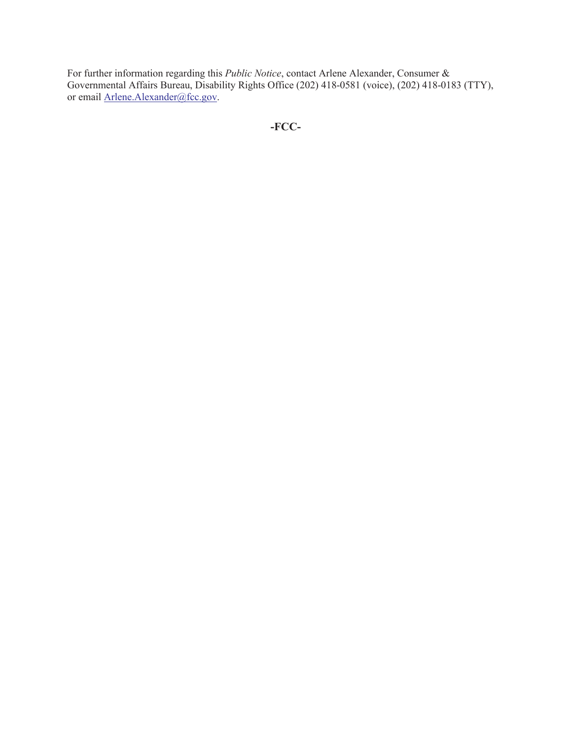For further information regarding this *Public Notice*, contact Arlene Alexander, Consumer & Governmental Affairs Bureau, Disability Rights Office (202) 418-0581 (voice), (202) 418-0183 (TTY), or email Arlene.Alexander@fcc.gov.

**-FCC-**